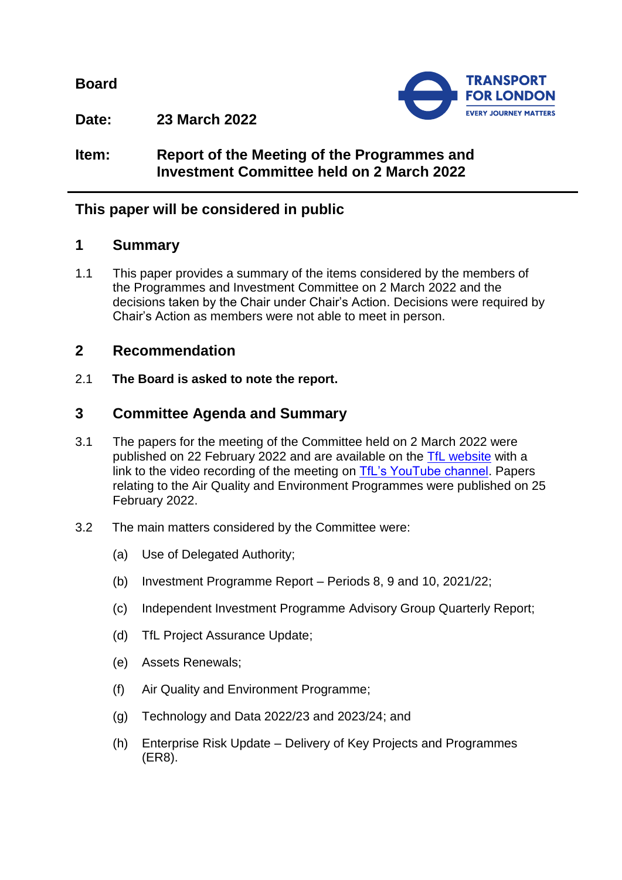**Board**

**Date:** **23 March 2022**

**Item:** **Report of the Meeting of the Programmes and Investment Committee held on 2 March 2022**

---

## This paper will be considered in public

## 1 Summary

1.1 This paper provides a summary of the items considered by the members of the Programmes and Investment Committee on 2 March 2022 and the decisions taken by the Chair under Chair's Action. Decisions were required by Chair's Action as members were not able to meet in person.

## 2 Recommendation

2.1 **The Board is asked to note the report.**

## 3 Committee Agenda and Summary

3.1 The papers for the meeting of the Committee held on 2 March 2022 were published on 22 February 2022 and are available on the TfL website with a link to the video recording of the meeting on TfL's YouTube channel. Papers relating to the Air Quality and Environment Programmes were published on 25 February 2022.

3.2 The main matters considered by the Committee were:

(a) Use of Delegated Authority;

(b) Investment Programme Report – Periods 8, 9 and 10, 2021/22;

(c) Independent Investment Programme Advisory Group Quarterly Report;

(d) TfL Project Assurance Update;

(e) Assets Renewals;

(f) Air Quality and Environment Programme;

(g) Technology and Data 2022/23 and 2023/24; and

(h) Enterprise Risk Update – Delivery of Key Projects and Programmes (ER8).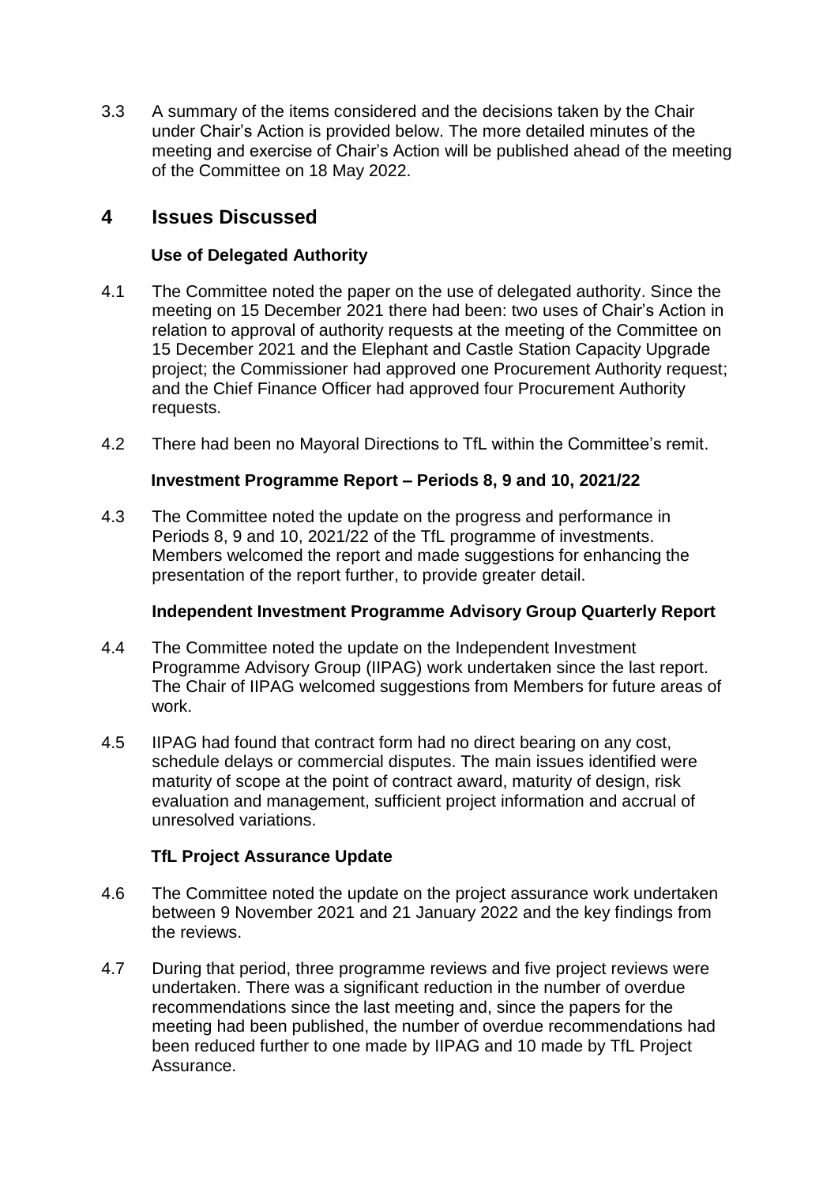3.3 A summary of the items considered and the decisions taken by the Chair under Chair's Action is provided below. The more detailed minutes of the meeting and exercise of Chair's Action will be published ahead of the meeting of the Committee on 18 May 2022.

## 4 Issues Discussed

### Use of Delegated Authority

4.1 The Committee noted the paper on the use of delegated authority. Since the meeting on 15 December 2021 there had been: two uses of Chair's Action in relation to approval of authority requests at the meeting of the Committee on 15 December 2021 and the Elephant and Castle Station Capacity Upgrade project; the Commissioner had approved one Procurement Authority request; and the Chief Finance Officer had approved four Procurement Authority requests.

4.2 There had been no Mayoral Directions to TfL within the Committee's remit.

### Investment Programme Report – Periods 8, 9 and 10, 2021/22

4.3 The Committee noted the update on the progress and performance in Periods 8, 9 and 10, 2021/22 of the TfL programme of investments. Members welcomed the report and made suggestions for enhancing the presentation of the report further, to provide greater detail.

### Independent Investment Programme Advisory Group Quarterly Report

4.4 The Committee noted the update on the Independent Investment Programme Advisory Group (IIPAG) work undertaken since the last report. The Chair of IIPAG welcomed suggestions from Members for future areas of work.

4.5 IIPAG had found that contract form had no direct bearing on any cost, schedule delays or commercial disputes. The main issues identified were maturity of scope at the point of contract award, maturity of design, risk evaluation and management, sufficient project information and accrual of unresolved variations.

### TfL Project Assurance Update

4.6 The Committee noted the update on the project assurance work undertaken between 9 November 2021 and 21 January 2022 and the key findings from the reviews.

4.7 During that period, three programme reviews and five project reviews were undertaken. There was a significant reduction in the number of overdue recommendations since the last meeting and, since the papers for the meeting had been published, the number of overdue recommendations had been reduced further to one made by IIPAG and 10 made by TfL Project Assurance.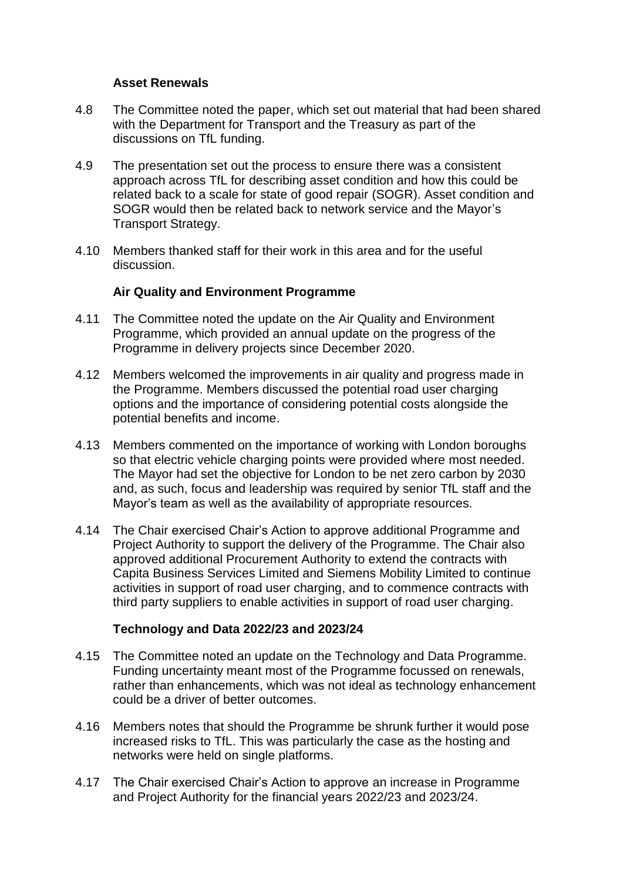**Asset Renewals**

4.8 The Committee noted the paper, which set out material that had been shared with the Department for Transport and the Treasury as part of the discussions on TfL funding.

4.9 The presentation set out the process to ensure there was a consistent approach across TfL for describing asset condition and how this could be related back to a scale for state of good repair (SOGR). Asset condition and SOGR would then be related back to network service and the Mayor's Transport Strategy.

4.10 Members thanked staff for their work in this area and for the useful discussion.

**Air Quality and Environment Programme**

4.11 The Committee noted the update on the Air Quality and Environment Programme, which provided an annual update on the progress of the Programme in delivery projects since December 2020.

4.12 Members welcomed the improvements in air quality and progress made in the Programme. Members discussed the potential road user charging options and the importance of considering potential costs alongside the potential benefits and income.

4.13 Members commented on the importance of working with London boroughs so that electric vehicle charging points were provided where most needed. The Mayor had set the objective for London to be net zero carbon by 2030 and, as such, focus and leadership was required by senior TfL staff and the Mayor's team as well as the availability of appropriate resources.

4.14 The Chair exercised Chair's Action to approve additional Programme and Project Authority to support the delivery of the Programme. The Chair also approved additional Procurement Authority to extend the contracts with Capita Business Services Limited and Siemens Mobility Limited to continue activities in support of road user charging, and to commence contracts with third party suppliers to enable activities in support of road user charging.

**Technology and Data 2022/23 and 2023/24**

4.15 The Committee noted an update on the Technology and Data Programme. Funding uncertainty meant most of the Programme focussed on renewals, rather than enhancements, which was not ideal as technology enhancement could be a driver of better outcomes.

4.16 Members notes that should the Programme be shrunk further it would pose increased risks to TfL. This was particularly the case as the hosting and networks were held on single platforms.

4.17 The Chair exercised Chair's Action to approve an increase in Programme and Project Authority for the financial years 2022/23 and 2023/24.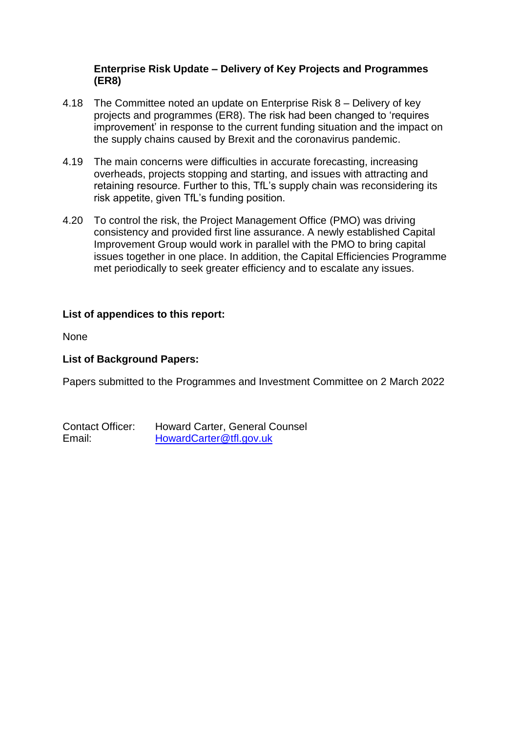### Enterprise Risk Update – Delivery of Key Projects and Programmes (ER8)

4.18 The Committee noted an update on Enterprise Risk 8 – Delivery of key projects and programmes (ER8). The risk had been changed to 'requires improvement' in response to the current funding situation and the impact on the supply chains caused by Brexit and the coronavirus pandemic.

4.19 The main concerns were difficulties in accurate forecasting, increasing overheads, projects stopping and starting, and issues with attracting and retaining resource. Further to this, TfL's supply chain was reconsidering its risk appetite, given TfL's funding position.

4.20 To control the risk, the Project Management Office (PMO) was driving consistency and provided first line assurance. A newly established Capital Improvement Group would work in parallel with the PMO to bring capital issues together in one place. In addition, the Capital Efficiencies Programme met periodically to seek greater efficiency and to escalate any issues.

**List of appendices to this report:**

None

**List of Background Papers:**

Papers submitted to the Programmes and Investment Committee on 2 March 2022

Contact Officer: Howard Carter, General Counsel
Email: HowardCarter@tfl.gov.uk